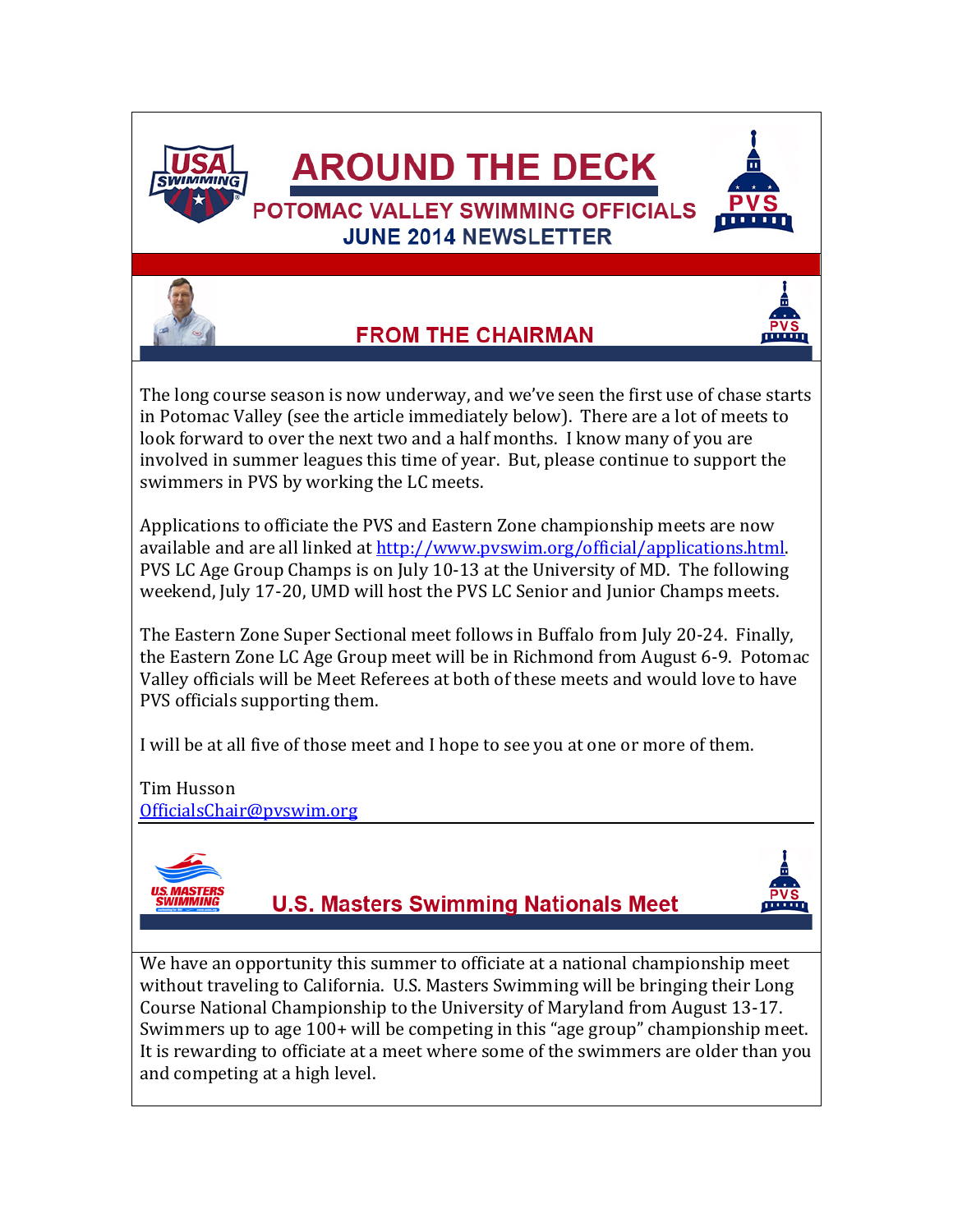# AROUND THE DECK

## POTOMAC VALLEY SWIMMING OFFICIALS

### JUNE 2014 NEWSLETTER

## FROM THE CHAIRMAN

The long course season is now underway, and we've seen the first use of chase starts in Potomac Valley (see the article immediately below). There are a lot of meets to look forward to over the next two and a half months. I know many of you are involved in summer leagues this time of year. But, please continue to support the swimmers in PVS by working the LC meets.

Applications to officiate the PVS and Eastern Zone championship meets are now available and are all linked at http://www.pvswim.org/official/applications.html. PVS LC Age Group Champs is on July 10-13 at the University of MD. The following weekend, July 17-20, UMD will host the PVS LC Senior and Junior Champs meets.

The Eastern Zone Super Sectional meet follows in Buffalo from July 20-24. Finally, the Eastern Zone LC Age Group meet will be in Richmond from August 6-9. Potomac Valley officials will be Meet Referees at both of these meets and would love to have PVS officials supporting them.

I will be at all five of those meet and I hope to see you at one or more of them.

Tim Husson
OfficialsChair@pvswim.org

## U.S. Masters Swimming Nationals Meet

We have an opportunity this summer to officiate at a national championship meet without traveling to California. U.S. Masters Swimming will be bringing their Long Course National Championship to the University of Maryland from August 13-17. Swimmers up to age 100+ will be competing in this "age group" championship meet. It is rewarding to officiate at a meet where some of the swimmers are older than you and competing at a high level.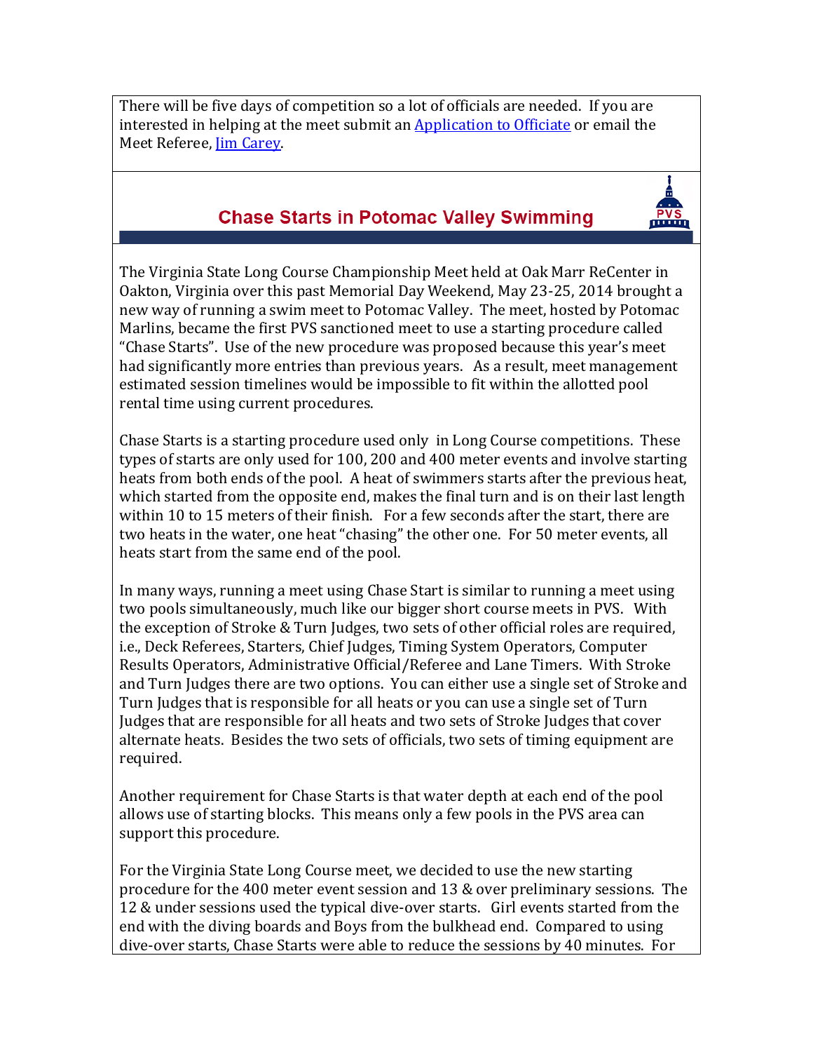There will be five days of competition so a lot of officials are needed. If you are interested in helping at the meet submit an Application to Officiate or email the Meet Referee, Jim Carey.

## Chase Starts in Potomac Valley Swimming

The Virginia State Long Course Championship Meet held at Oak Marr ReCenter in Oakton, Virginia over this past Memorial Day Weekend, May 23-25, 2014 brought a new way of running a swim meet to Potomac Valley. The meet, hosted by Potomac Marlins, became the first PVS sanctioned meet to use a starting procedure called "Chase Starts". Use of the new procedure was proposed because this year's meet had significantly more entries than previous years. As a result, meet management estimated session timelines would be impossible to fit within the allotted pool rental time using current procedures.

Chase Starts is a starting procedure used only in Long Course competitions. These types of starts are only used for 100, 200 and 400 meter events and involve starting heats from both ends of the pool. A heat of swimmers starts after the previous heat, which started from the opposite end, makes the final turn and is on their last length within 10 to 15 meters of their finish. For a few seconds after the start, there are two heats in the water, one heat "chasing" the other one. For 50 meter events, all heats start from the same end of the pool.

In many ways, running a meet using Chase Start is similar to running a meet using two pools simultaneously, much like our bigger short course meets in PVS. With the exception of Stroke & Turn Judges, two sets of other official roles are required, i.e., Deck Referees, Starters, Chief Judges, Timing System Operators, Computer Results Operators, Administrative Official/Referee and Lane Timers. With Stroke and Turn Judges there are two options. You can either use a single set of Stroke and Turn Judges that is responsible for all heats or you can use a single set of Turn Judges that are responsible for all heats and two sets of Stroke Judges that cover alternate heats. Besides the two sets of officials, two sets of timing equipment are required.

Another requirement for Chase Starts is that water depth at each end of the pool allows use of starting blocks. This means only a few pools in the PVS area can support this procedure.

For the Virginia State Long Course meet, we decided to use the new starting procedure for the 400 meter event session and 13 & over preliminary sessions. The 12 & under sessions used the typical dive-over starts. Girl events started from the end with the diving boards and Boys from the bulkhead end. Compared to using dive-over starts, Chase Starts were able to reduce the sessions by 40 minutes. For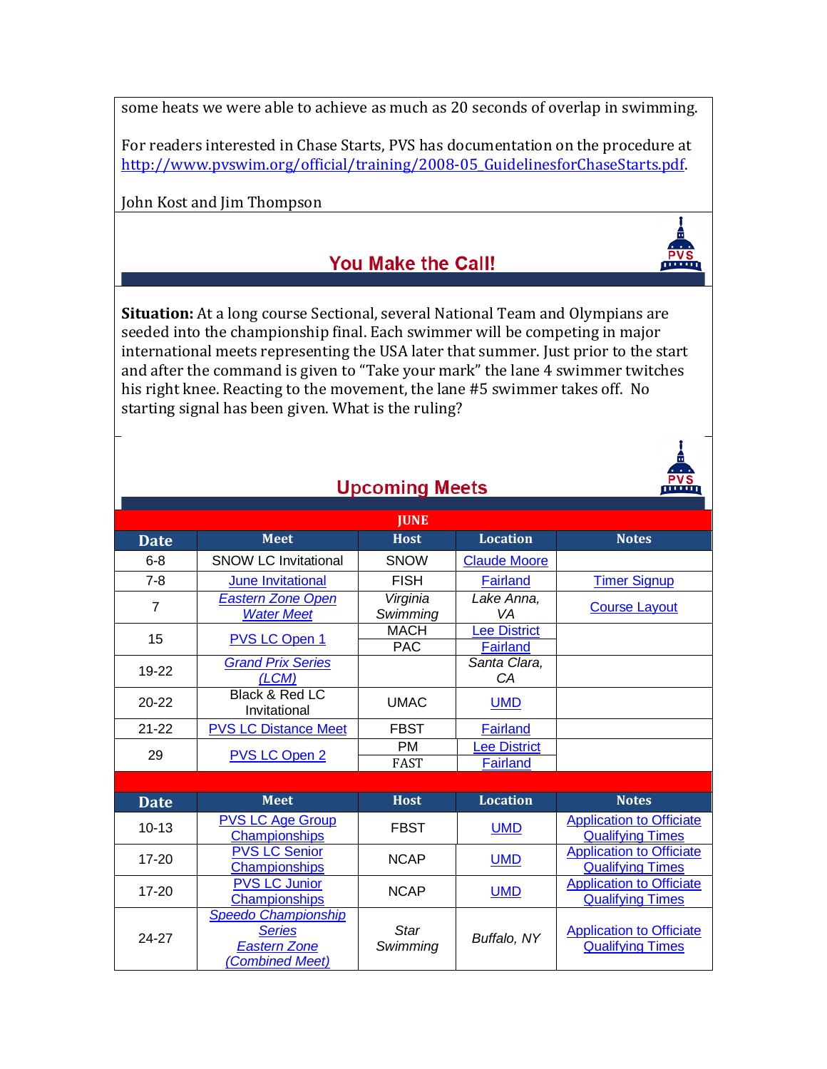some heats we were able to achieve as much as 20 seconds of overlap in swimming.

For readers interested in Chase Starts, PVS has documentation on the procedure at http://www.pvswim.org/official/training/2008-05_GuidelinesforChaseStarts.pdf.

John Kost and Jim Thompson

## You Make the Call!

**Situation:** At a long course Sectional, several National Team and Olympians are seeded into the championship final. Each swimmer will be competing in major international meets representing the USA later that summer. Just prior to the start and after the command is given to "Take your mark" the lane 4 swimmer twitches his right knee. Reacting to the movement, the lane #5 swimmer takes off. No starting signal has been given. What is the ruling?

## Upcoming Meets

| JUNE | | | | |
|---|---|---|---|---|
| **Date** | **Meet** | **Host** | **Location** | **Notes** |
| 6-8 | SNOW LC Invitational | SNOW | Claude Moore | |
| 7-8 | June Invitational | FISH | Fairland | Timer Signup |
| 7 | *Eastern Zone Open Water Meet* | *Virginia Swimming* | *Lake Anna, VA* | Course Layout |
| 15 | PVS LC Open 1 | MACH<br>PAC | Lee District<br>Fairland | |
| 19-22 | *Grand Prix Series (LCM)* | | *Santa Clara, CA* | |
| 20-22 | Black & Red LC Invitational | UMAC | UMD | |
| 21-22 | PVS LC Distance Meet | FBST | Fairland | |
| 29 | PVS LC Open 2 | PM<br>FAST | Lee District<br>Fairland | |

| **Date** | **Meet** | **Host** | **Location** | **Notes** |
|---|---|---|---|---|
| 10-13 | PVS LC Age Group Championships | FBST | UMD | Application to Officiate Qualifying Times |
| 17-20 | PVS LC Senior Championships | NCAP | UMD | Application to Officiate Qualifying Times |
| 17-20 | PVS LC Junior Championships | NCAP | UMD | Application to Officiate Qualifying Times |
| 24-27 | *Speedo Championship Series Eastern Zone (Combined Meet)* | *Star Swimming* | *Buffalo, NY* | Application to Officiate Qualifying Times |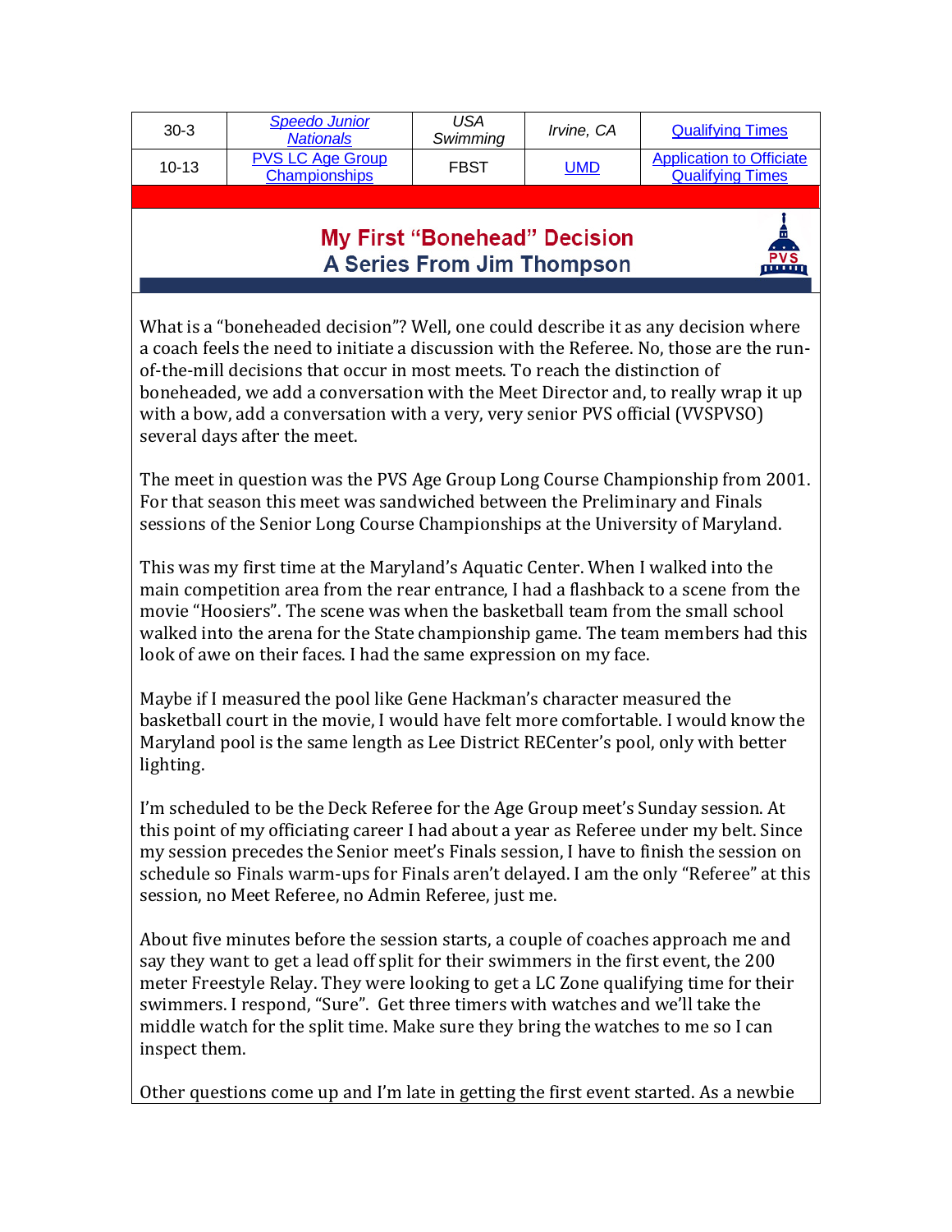| 30-3 | *Speedo Junior Nationals* | *USA Swimming* | *Irvine, CA* | Qualifying Times |
|---|---|---|---|---|
| 10-13 | PVS LC Age Group Championships | FBST | UMD | Application to Officiate Qualifying Times |

## My First "Bonehead" Decision
## A Series From Jim Thompson

What is a "boneheaded decision"? Well, one could describe it as any decision where a coach feels the need to initiate a discussion with the Referee. No, those are the run-of-the-mill decisions that occur in most meets. To reach the distinction of boneheaded, we add a conversation with the Meet Director and, to really wrap it up with a bow, add a conversation with a very, very senior PVS official (VVSPVSO) several days after the meet.

The meet in question was the PVS Age Group Long Course Championship from 2001. For that season this meet was sandwiched between the Preliminary and Finals sessions of the Senior Long Course Championships at the University of Maryland.

This was my first time at the Maryland's Aquatic Center. When I walked into the main competition area from the rear entrance, I had a flashback to a scene from the movie "Hoosiers". The scene was when the basketball team from the small school walked into the arena for the State championship game. The team members had this look of awe on their faces. I had the same expression on my face.

Maybe if I measured the pool like Gene Hackman's character measured the basketball court in the movie, I would have felt more comfortable. I would know the Maryland pool is the same length as Lee District RECenter's pool, only with better lighting.

I'm scheduled to be the Deck Referee for the Age Group meet's Sunday session. At this point of my officiating career I had about a year as Referee under my belt. Since my session precedes the Senior meet's Finals session, I have to finish the session on schedule so Finals warm-ups for Finals aren't delayed. I am the only "Referee" at this session, no Meet Referee, no Admin Referee, just me.

About five minutes before the session starts, a couple of coaches approach me and say they want to get a lead off split for their swimmers in the first event, the 200 meter Freestyle Relay. They were looking to get a LC Zone qualifying time for their swimmers. I respond, "Sure". Get three timers with watches and we'll take the middle watch for the split time. Make sure they bring the watches to me so I can inspect them.

Other questions come up and I'm late in getting the first event started. As a newbie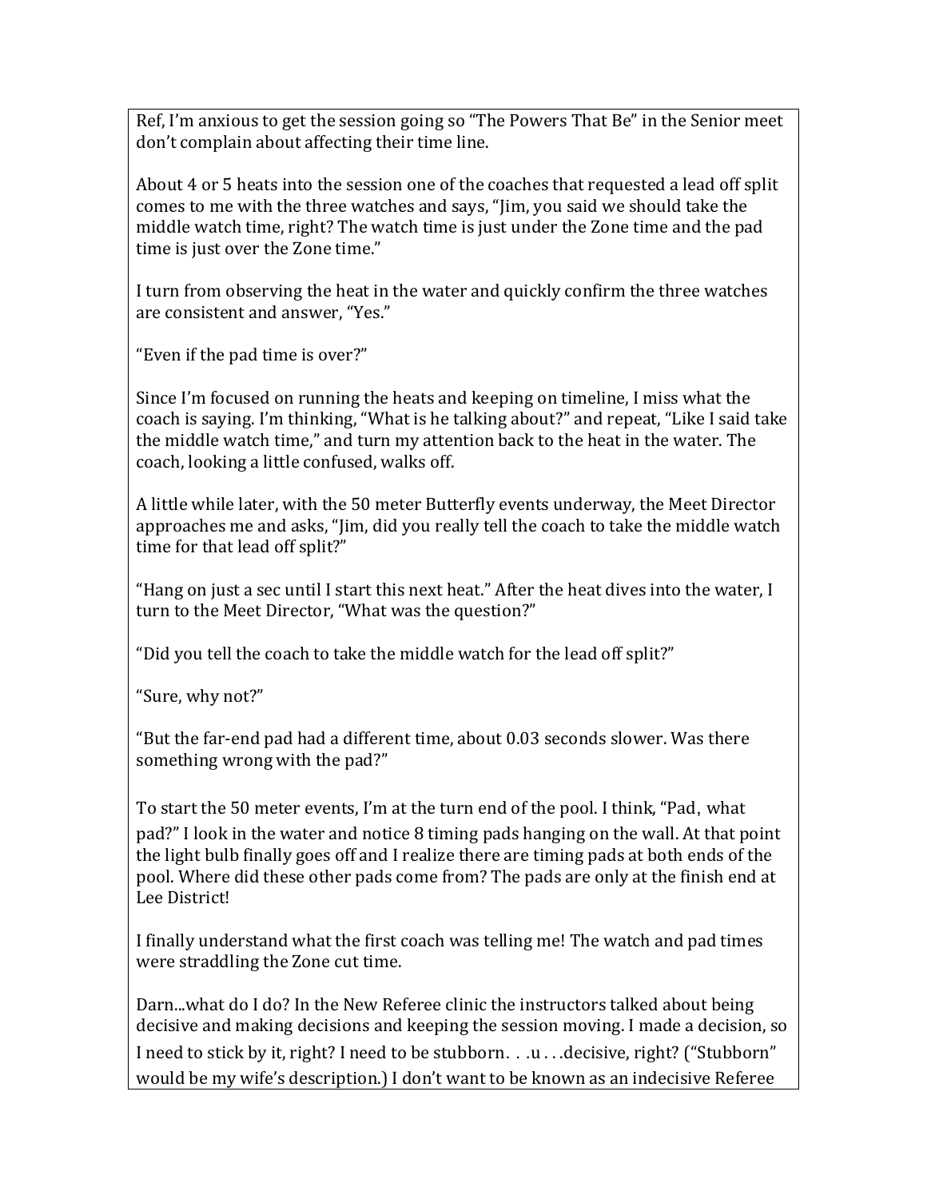Ref, I'm anxious to get the session going so "The Powers That Be" in the Senior meet don't complain about affecting their time line.

About 4 or 5 heats into the session one of the coaches that requested a lead off split comes to me with the three watches and says, "Jim, you said we should take the middle watch time, right? The watch time is just under the Zone time and the pad time is just over the Zone time."

I turn from observing the heat in the water and quickly confirm the three watches are consistent and answer, "Yes."

"Even if the pad time is over?"

Since I'm focused on running the heats and keeping on timeline, I miss what the coach is saying. I'm thinking, "What is he talking about?" and repeat, "Like I said take the middle watch time," and turn my attention back to the heat in the water. The coach, looking a little confused, walks off.

A little while later, with the 50 meter Butterfly events underway, the Meet Director approaches me and asks, "Jim, did you really tell the coach to take the middle watch time for that lead off split?"

"Hang on just a sec until I start this next heat." After the heat dives into the water, I turn to the Meet Director, "What was the question?"

"Did you tell the coach to take the middle watch for the lead off split?"

"Sure, why not?"

"But the far-end pad had a different time, about 0.03 seconds slower. Was there something wrong with the pad?"

To start the 50 meter events, I'm at the turn end of the pool. I think, "Pad, what pad?" I look in the water and notice 8 timing pads hanging on the wall. At that point the light bulb finally goes off and I realize there are timing pads at both ends of the pool. Where did these other pads come from? The pads are only at the finish end at Lee District!

I finally understand what the first coach was telling me! The watch and pad times were straddling the Zone cut time.

Darn...what do I do? In the New Referee clinic the instructors talked about being decisive and making decisions and keeping the session moving. I made a decision, so I need to stick by it, right? I need to be stubborn. . .u . . .decisive, right? ("Stubborn" would be my wife's description.) I don't want to be known as an indecisive Referee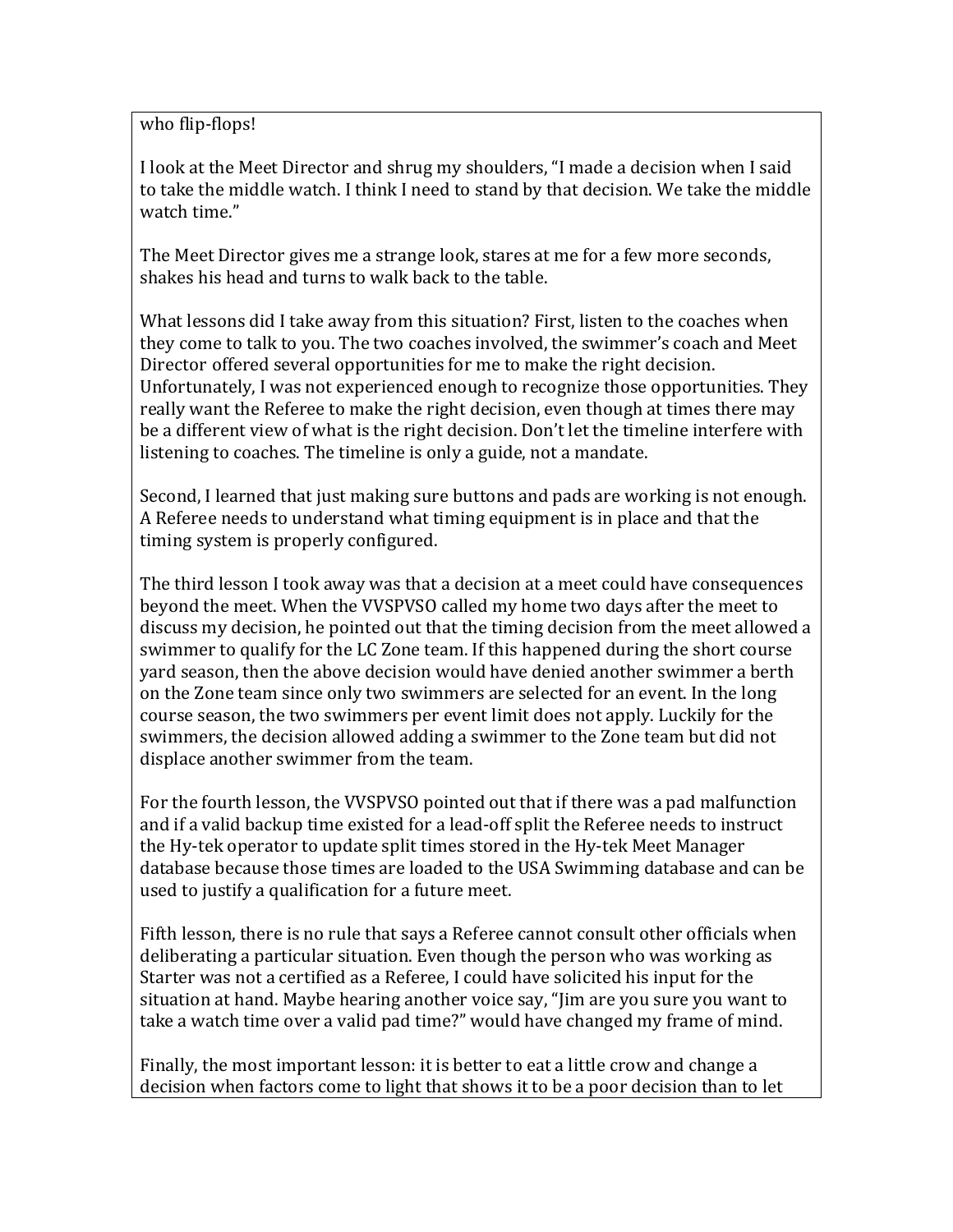who flip-flops!

I look at the Meet Director and shrug my shoulders, "I made a decision when I said to take the middle watch. I think I need to stand by that decision. We take the middle watch time."

The Meet Director gives me a strange look, stares at me for a few more seconds, shakes his head and turns to walk back to the table.

What lessons did I take away from this situation? First, listen to the coaches when they come to talk to you. The two coaches involved, the swimmer's coach and Meet Director offered several opportunities for me to make the right decision. Unfortunately, I was not experienced enough to recognize those opportunities. They really want the Referee to make the right decision, even though at times there may be a different view of what is the right decision. Don't let the timeline interfere with listening to coaches. The timeline is only a guide, not a mandate.

Second, I learned that just making sure buttons and pads are working is not enough. A Referee needs to understand what timing equipment is in place and that the timing system is properly configured.

The third lesson I took away was that a decision at a meet could have consequences beyond the meet. When the VVSPVSO called my home two days after the meet to discuss my decision, he pointed out that the timing decision from the meet allowed a swimmer to qualify for the LC Zone team. If this happened during the short course yard season, then the above decision would have denied another swimmer a berth on the Zone team since only two swimmers are selected for an event. In the long course season, the two swimmers per event limit does not apply. Luckily for the swimmers, the decision allowed adding a swimmer to the Zone team but did not displace another swimmer from the team.

For the fourth lesson, the VVSPVSO pointed out that if there was a pad malfunction and if a valid backup time existed for a lead-off split the Referee needs to instruct the Hy-tek operator to update split times stored in the Hy-tek Meet Manager database because those times are loaded to the USA Swimming database and can be used to justify a qualification for a future meet.

Fifth lesson, there is no rule that says a Referee cannot consult other officials when deliberating a particular situation. Even though the person who was working as Starter was not a certified as a Referee, I could have solicited his input for the situation at hand. Maybe hearing another voice say, "Jim are you sure you want to take a watch time over a valid pad time?" would have changed my frame of mind.

Finally, the most important lesson: it is better to eat a little crow and change a decision when factors come to light that shows it to be a poor decision than to let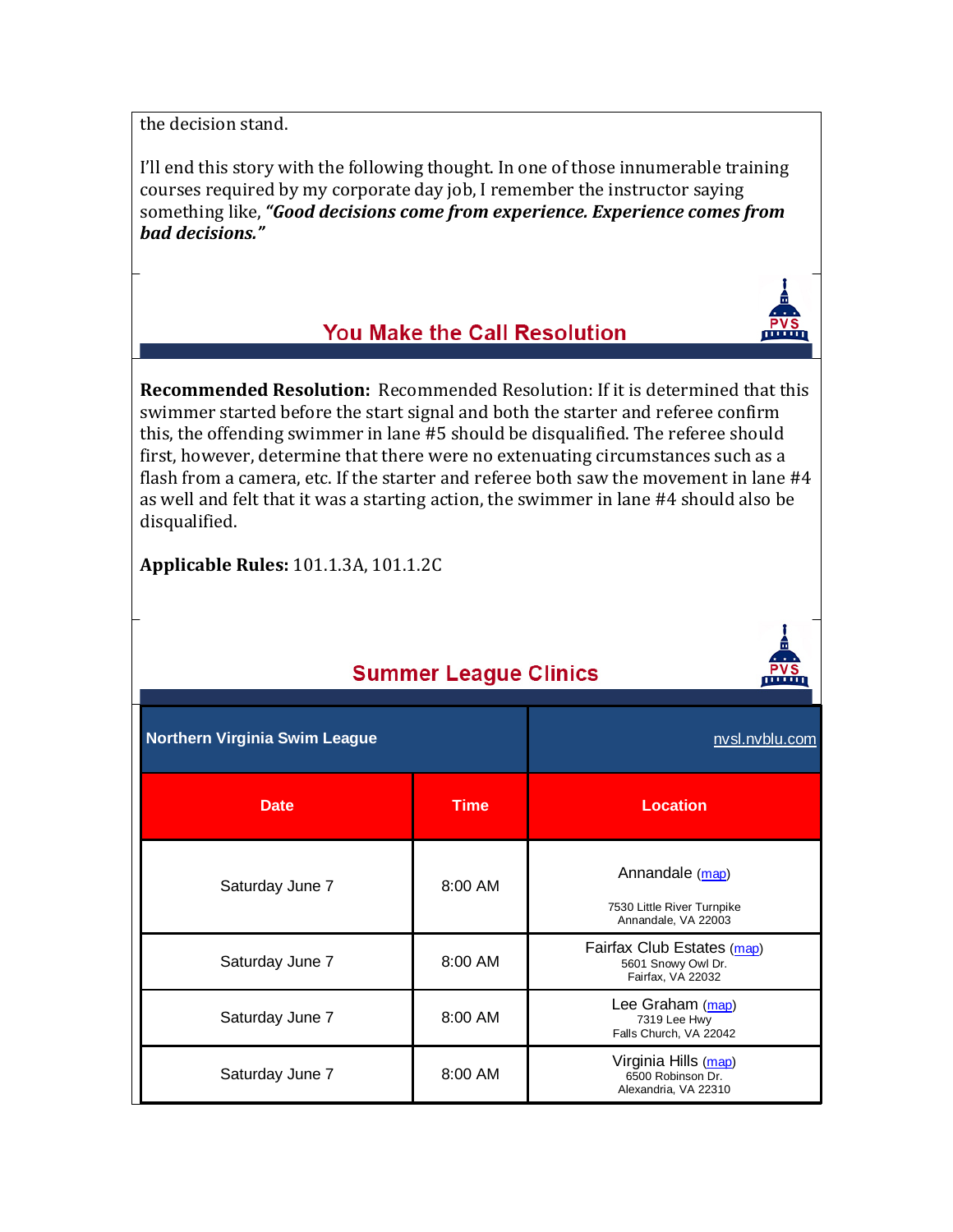the decision stand.

I'll end this story with the following thought. In one of those innumerable training courses required by my corporate day job, I remember the instructor saying something like, ***"Good decisions come from experience. Experience comes from bad decisions."***

## You Make the Call Resolution

**Recommended Resolution:** Recommended Resolution: If it is determined that this swimmer started before the start signal and both the starter and referee confirm this, the offending swimmer in lane #5 should be disqualified. The referee should first, however, determine that there were no extenuating circumstances such as a flash from a camera, etc. If the starter and referee both saw the movement in lane #4 as well and felt that it was a starting action, the swimmer in lane #4 should also be disqualified.

**Applicable Rules:** 101.1.3A, 101.1.2C

## Summer League Clinics

| Northern Virginia Swim League | | nvsl.nvblu.com |
|---|---|---|
| **Date** | **Time** | **Location** |
| Saturday June 7 | 8:00 AM | Annandale (map)<br>7530 Little River Turnpike<br>Annandale, VA 22003 |
| Saturday June 7 | 8:00 AM | Fairfax Club Estates (map)<br>5601 Snowy Owl Dr.<br>Fairfax, VA 22032 |
| Saturday June 7 | 8:00 AM | Lee Graham (map)<br>7319 Lee Hwy<br>Falls Church, VA 22042 |
| Saturday June 7 | 8:00 AM | Virginia Hills (map)<br>6500 Robinson Dr.<br>Alexandria, VA 22310 |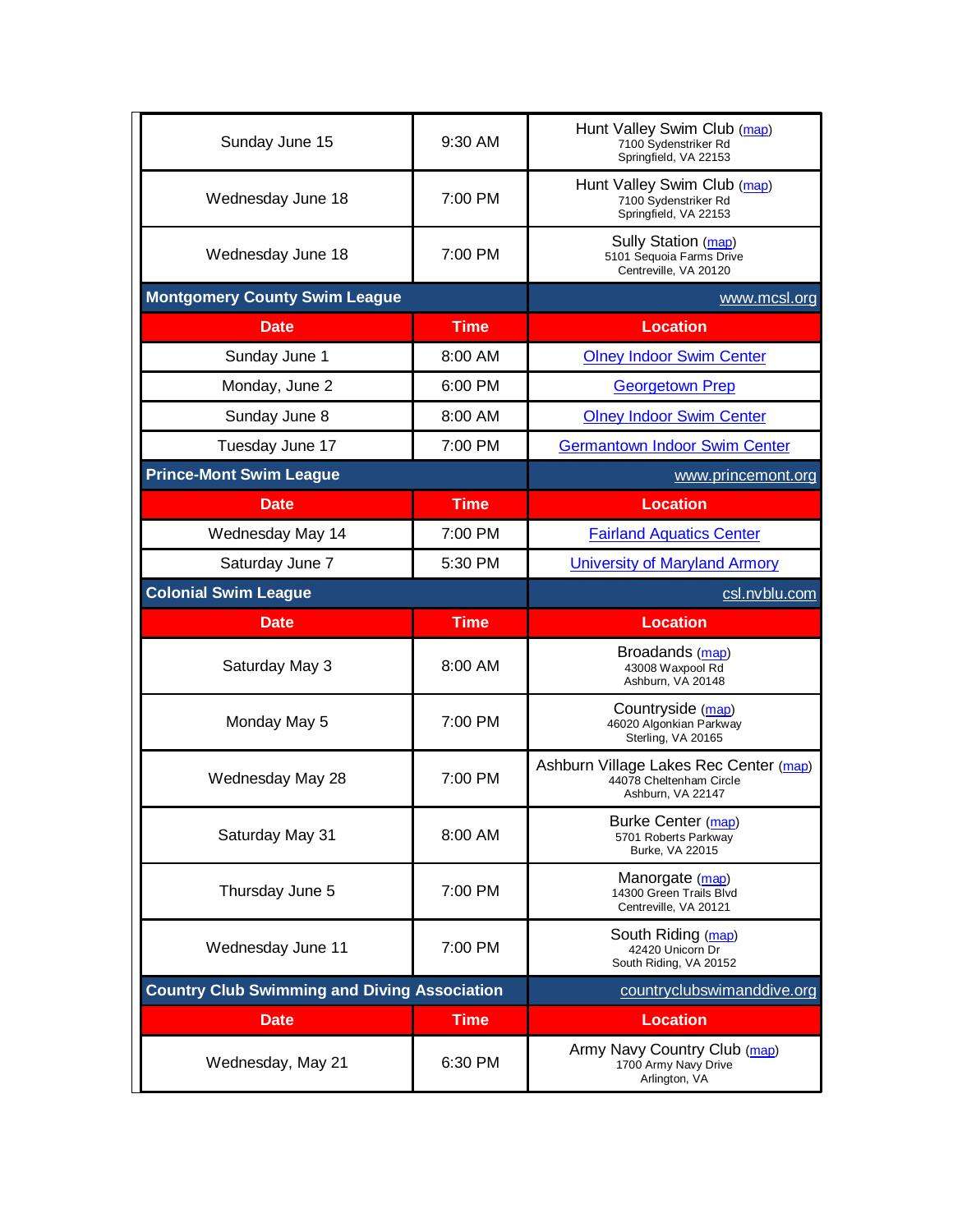| | | |
|---|---|---|
| Sunday June 15 | 9:30 AM | Hunt Valley Swim Club (map)<br>7100 Sydenstriker Rd<br>Springfield, VA 22153 |
| Wednesday June 18 | 7:00 PM | Hunt Valley Swim Club (map)<br>7100 Sydenstriker Rd<br>Springfield, VA 22153 |
| Wednesday June 18 | 7:00 PM | Sully Station (map)<br>5101 Sequoia Farms Drive<br>Centreville, VA 20120 |

| Montgomery County Swim League | | www.mcsl.org |
|---|---|---|
| **Date** | **Time** | **Location** |
| Sunday June 1 | 8:00 AM | Olney Indoor Swim Center |
| Monday, June 2 | 6:00 PM | Georgetown Prep |
| Sunday June 8 | 8:00 AM | Olney Indoor Swim Center |
| Tuesday June 17 | 7:00 PM | Germantown Indoor Swim Center |

| Prince-Mont Swim League | | www.princemont.org |
|---|---|---|
| **Date** | **Time** | **Location** |
| Wednesday May 14 | 7:00 PM | Fairland Aquatics Center |
| Saturday June 7 | 5:30 PM | University of Maryland Armory |

| Colonial Swim League | | csl.nvblu.com |
|---|---|---|
| **Date** | **Time** | **Location** |
| Saturday May 3 | 8:00 AM | Broadands (map)<br>43008 Waxpool Rd<br>Ashburn, VA 20148 |
| Monday May 5 | 7:00 PM | Countryside (map)<br>46020 Algonkian Parkway<br>Sterling, VA 20165 |
| Wednesday May 28 | 7:00 PM | Ashburn Village Lakes Rec Center (map)<br>44078 Cheltenham Circle<br>Ashburn, VA 22147 |
| Saturday May 31 | 8:00 AM | Burke Center (map)<br>5701 Roberts Parkway<br>Burke, VA 22015 |
| Thursday June 5 | 7:00 PM | Manorgate (map)<br>14300 Green Trails Blvd<br>Centreville, VA 20121 |
| Wednesday June 11 | 7:00 PM | South Riding (map)<br>42420 Unicorn Dr<br>South Riding, VA 20152 |

| Country Club Swimming and Diving Association | | countryclubswimanddive.org |
|---|---|---|
| **Date** | **Time** | **Location** |
| Wednesday, May 21 | 6:30 PM | Army Navy Country Club (map)<br>1700 Army Navy Drive<br>Arlington, VA |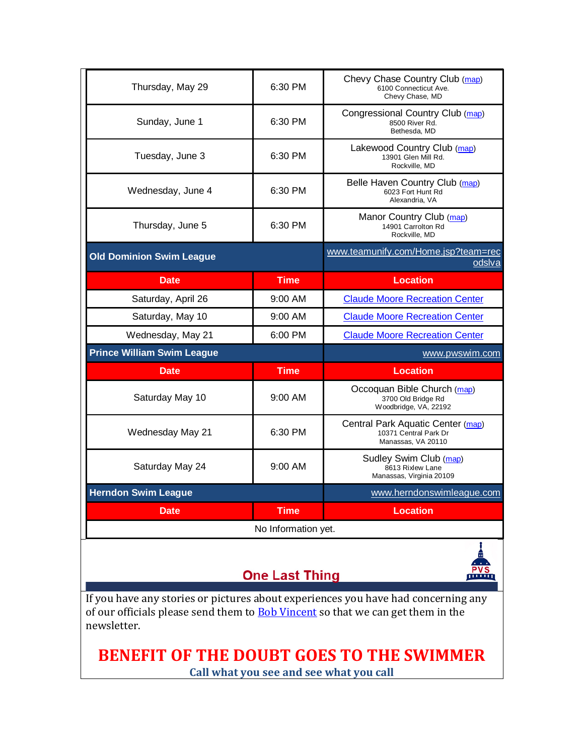| Date | Time | Location |
|---|---|---|
| Thursday, May 29 | 6:30 PM | Chevy Chase Country Club (map)<br>6100 Connecticut Ave.<br>Chevy Chase, MD |
| Sunday, June 1 | 6:30 PM | Congressional Country Club (map)<br>8500 River Rd.<br>Bethesda, MD |
| Tuesday, June 3 | 6:30 PM | Lakewood Country Club (map)<br>13901 Glen Mill Rd.<br>Rockville, MD |
| Wednesday, June 4 | 6:30 PM | Belle Haven Country Club (map)<br>6023 Fort Hunt Rd<br>Alexandria, VA |
| Thursday, June 5 | 6:30 PM | Manor Country Club (map)<br>14901 Carrolton Rd<br>Rockville, MD |
| **Old Dominion Swim League** | | www.teamunify.com/Home.jsp?team=recodslva |
| **Date** | **Time** | **Location** |
| Saturday, April 26 | 9:00 AM | Claude Moore Recreation Center |
| Saturday, May 10 | 9:00 AM | Claude Moore Recreation Center |
| Wednesday, May 21 | 6:00 PM | Claude Moore Recreation Center |
| **Prince William Swim League** | | www.pwswim.com |
| **Date** | **Time** | **Location** |
| Saturday May 10 | 9:00 AM | Occoquan Bible Church (map)<br>3700 Old Bridge Rd<br>Woodbridge, VA, 22192 |
| Wednesday May 21 | 6:30 PM | Central Park Aquatic Center (map)<br>10371 Central Park Dr<br>Manassas, VA 20110 |
| Saturday May 24 | 9:00 AM | Sudley Swim Club (map)<br>8613 Rixlew Lane<br>Manassas, Virginia 20109 |
| **Herndon Swim League** | | www.herndonswimleague.com |
| **Date** | **Time** | **Location** |
| No Information yet. | | |

## One Last Thing

If you have any stories or pictures about experiences you have had concerning any of our officials please send them to Bob Vincent so that we can get them in the newsletter.

**BENEFIT OF THE DOUBT GOES TO THE SWIMMER**

**Call what you see and see what you call**